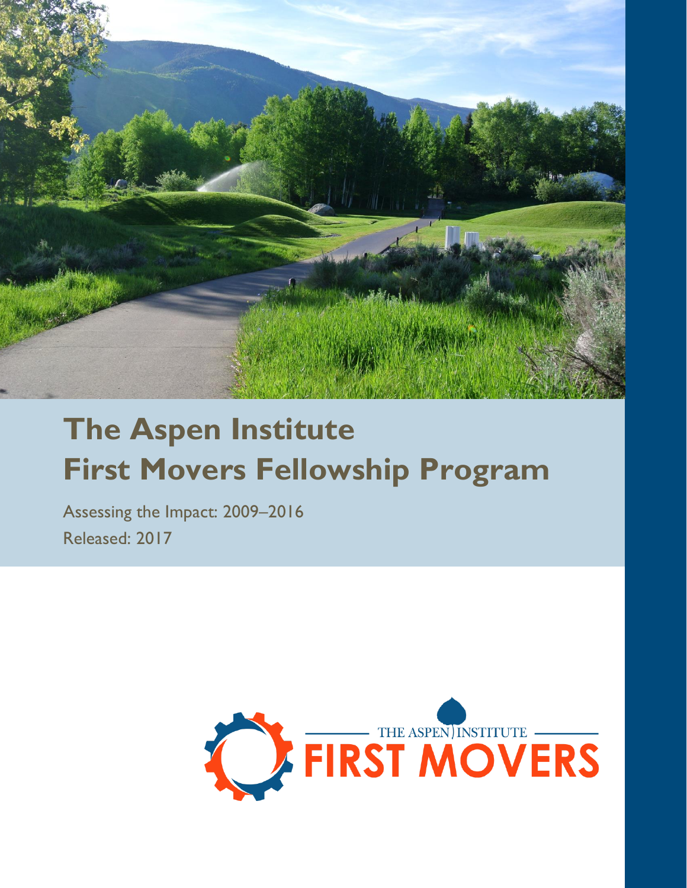# The Aspen Institute First Movers Fellowship Program

Assessing the Impact: 2009–2016

Released: 2017

THE ASPEN INSTITUTE FIRST MOVERS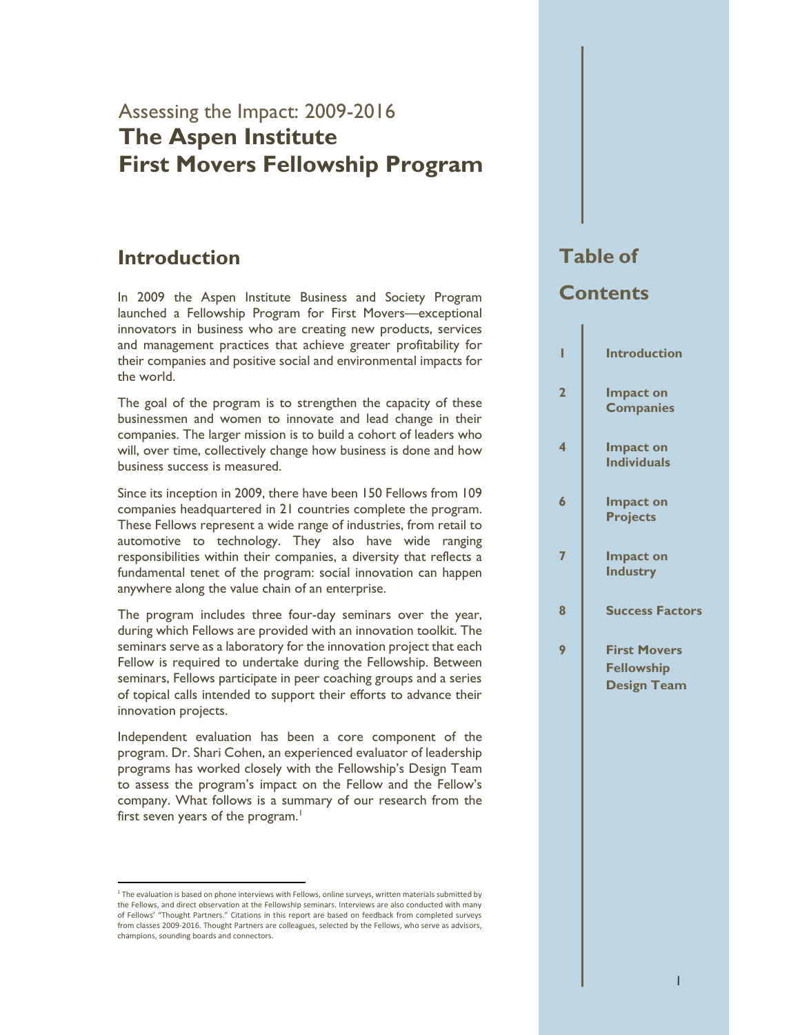Assessing the Impact: 2009-2016

# The Aspen Institute First Movers Fellowship Program

## Introduction

In 2009 the Aspen Institute Business and Society Program launched a Fellowship Program for First Movers—exceptional innovators in business who are creating new products, services and management practices that achieve greater profitability for their companies and positive social and environmental impacts for the world.

The goal of the program is to strengthen the capacity of these businessmen and women to innovate and lead change in their companies. The larger mission is to build a cohort of leaders who will, over time, collectively change how business is done and how business success is measured.

Since its inception in 2009, there have been 150 Fellows from 109 companies headquartered in 21 countries complete the program. These Fellows represent a wide range of industries, from retail to automotive to technology. They also have wide ranging responsibilities within their companies, a diversity that reflects a fundamental tenet of the program: social innovation can happen anywhere along the value chain of an enterprise.

The program includes three four-day seminars over the year, during which Fellows are provided with an innovation toolkit. The seminars serve as a laboratory for the innovation project that each Fellow is required to undertake during the Fellowship. Between seminars, Fellows participate in peer coaching groups and a series of topical calls intended to support their efforts to advance their innovation projects.

Independent evaluation has been a core component of the program. Dr. Shari Cohen, an experienced evaluator of leadership programs has worked closely with the Fellowship's Design Team to assess the program's impact on the Fellow and the Fellow's company. What follows is a summary of our research from the first seven years of the program.[1]

[1] The evaluation is based on phone interviews with Fellows, online surveys, written materials submitted by the Fellows, and direct observation at the Fellowship seminars. Interviews are also conducted with many of Fellows' "Thought Partners." Citations in this report are based on feedback from completed surveys from classes 2009-2016. Thought Partners are colleagues, selected by the Fellows, who serve as advisors, champions, sounding boards and connectors.

## Table of Contents

| | |
|---|---|
| 1 | **Introduction** |
| 2 | **Impact on Companies** |
| 4 | **Impact on Individuals** |
| 6 | **Impact on Projects** |
| 7 | **Impact on Industry** |
| 8 | **Success Factors** |
| 9 | **First Movers Fellowship Design Team** |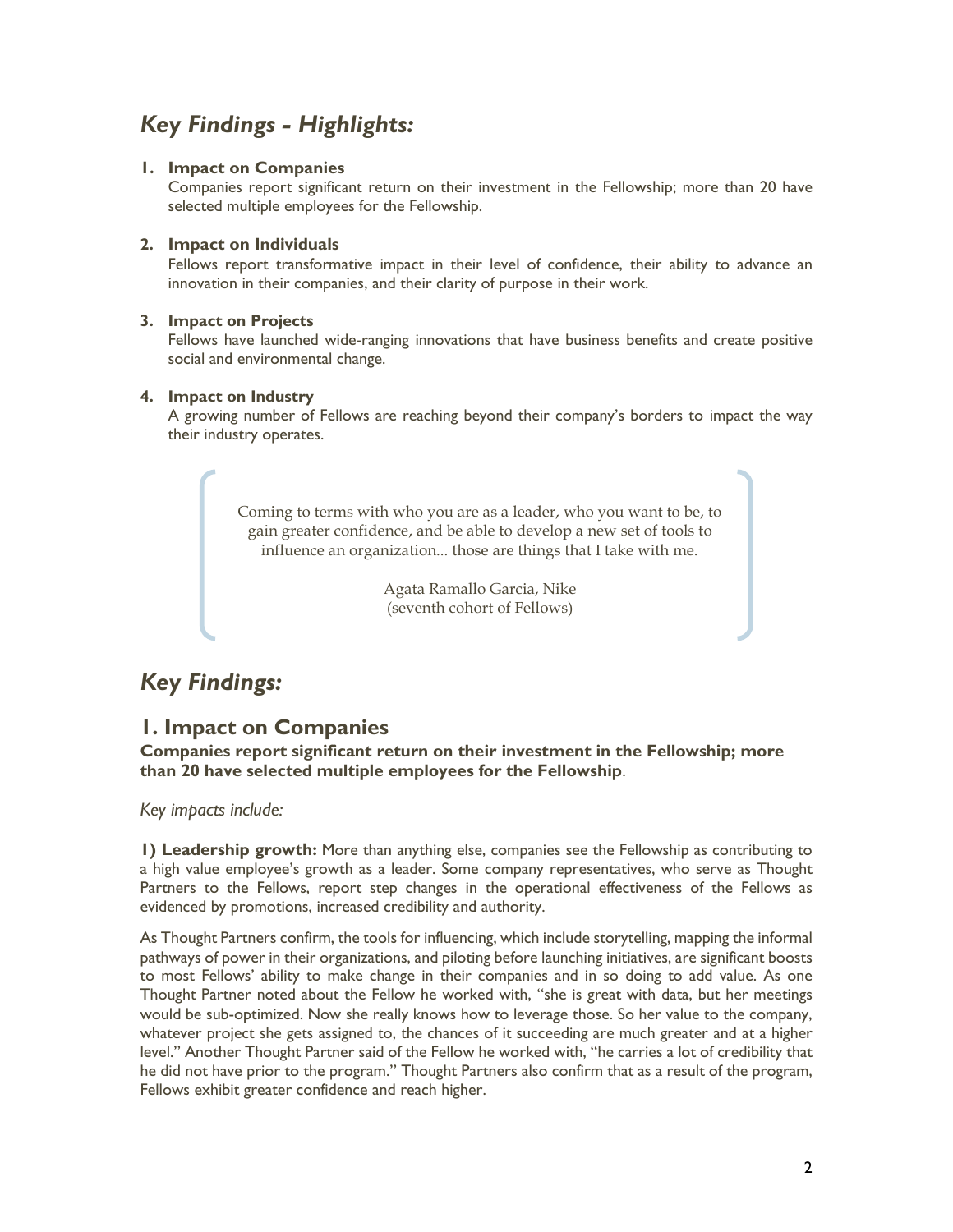## *Key Findings - Highlights:*

1. **Impact on Companies**
   Companies report significant return on their investment in the Fellowship; more than 20 have selected multiple employees for the Fellowship.

2. **Impact on Individuals**
   Fellows report transformative impact in their level of confidence, their ability to advance an innovation in their companies, and their clarity of purpose in their work.

3. **Impact on Projects**
   Fellows have launched wide-ranging innovations that have business benefits and create positive social and environmental change.

4. **Impact on Industry**
   A growing number of Fellows are reaching beyond their company's borders to impact the way their industry operates.

> Coming to terms with who you are as a leader, who you want to be, to gain greater confidence, and be able to develop a new set of tools to influence an organization... those are things that I take with me.
>
> Agata Ramallo Garcia, Nike
> (seventh cohort of Fellows)

## *Key Findings:*

### 1. Impact on Companies

**Companies report significant return on their investment in the Fellowship; more than 20 have selected multiple employees for the Fellowship**.

*Key impacts include:*

**1) Leadership growth:** More than anything else, companies see the Fellowship as contributing to a high value employee's growth as a leader. Some company representatives, who serve as Thought Partners to the Fellows, report step changes in the operational effectiveness of the Fellows as evidenced by promotions, increased credibility and authority.

As Thought Partners confirm, the tools for influencing, which include storytelling, mapping the informal pathways of power in their organizations, and piloting before launching initiatives, are significant boosts to most Fellows' ability to make change in their companies and in so doing to add value. As one Thought Partner noted about the Fellow he worked with, "she is great with data, but her meetings would be sub-optimized. Now she really knows how to leverage those. So her value to the company, whatever project she gets assigned to, the chances of it succeeding are much greater and at a higher level." Another Thought Partner said of the Fellow he worked with, "he carries a lot of credibility that he did not have prior to the program." Thought Partners also confirm that as a result of the program, Fellows exhibit greater confidence and reach higher.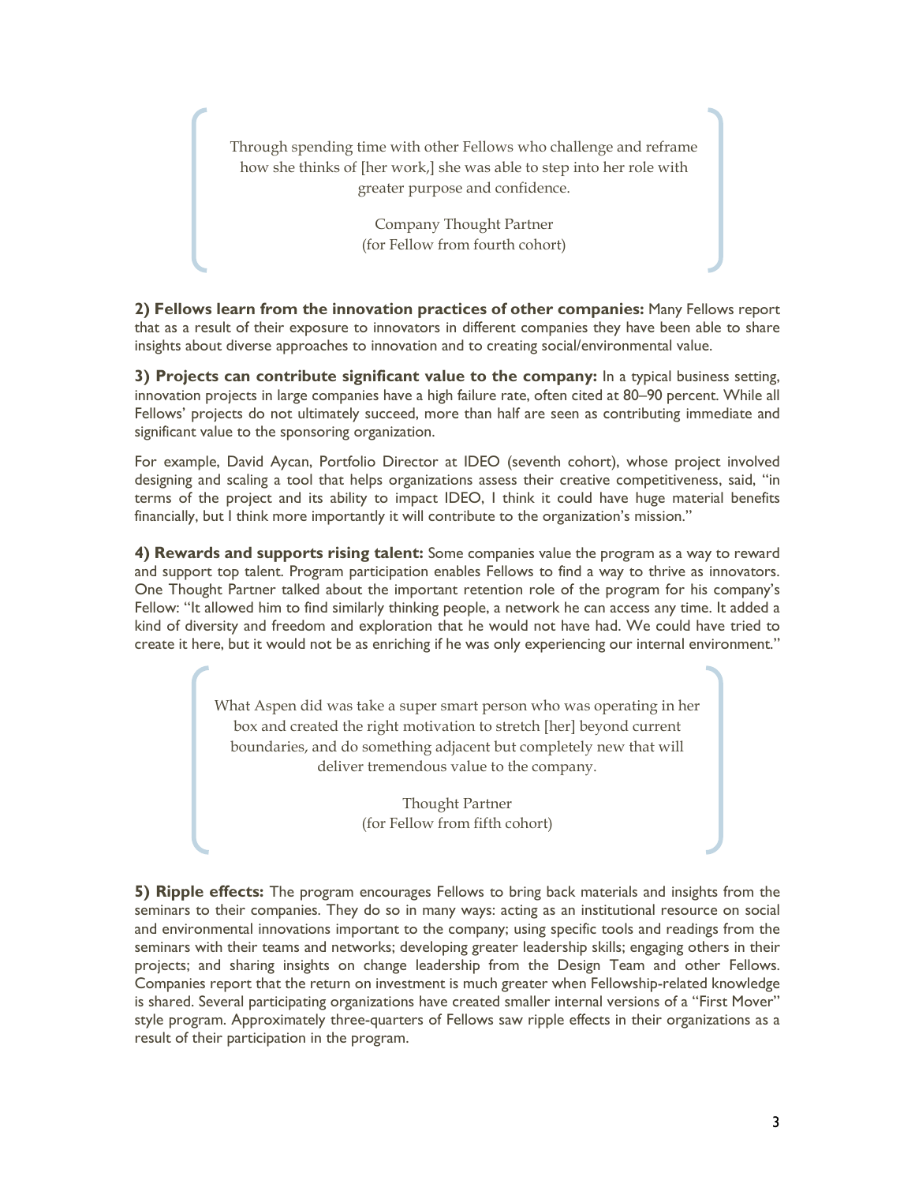> Through spending time with other Fellows who challenge and reframe how she thinks of [her work,] she was able to step into her role with greater purpose and confidence.
>
> Company Thought Partner
> (for Fellow from fourth cohort)

**2) Fellows learn from the innovation practices of other companies:** Many Fellows report that as a result of their exposure to innovators in different companies they have been able to share insights about diverse approaches to innovation and to creating social/environmental value.

**3) Projects can contribute significant value to the company:** In a typical business setting, innovation projects in large companies have a high failure rate, often cited at 80–90 percent. While all Fellows' projects do not ultimately succeed, more than half are seen as contributing immediate and significant value to the sponsoring organization.

For example, David Aycan, Portfolio Director at IDEO (seventh cohort), whose project involved designing and scaling a tool that helps organizations assess their creative competitiveness, said, "in terms of the project and its ability to impact IDEO, I think it could have huge material benefits financially, but I think more importantly it will contribute to the organization's mission."

**4) Rewards and supports rising talent:** Some companies value the program as a way to reward and support top talent. Program participation enables Fellows to find a way to thrive as innovators. One Thought Partner talked about the important retention role of the program for his company's Fellow: "It allowed him to find similarly thinking people, a network he can access any time. It added a kind of diversity and freedom and exploration that he would not have had. We could have tried to create it here, but it would not be as enriching if he was only experiencing our internal environment."

> What Aspen did was take a super smart person who was operating in her box and created the right motivation to stretch [her] beyond current boundaries, and do something adjacent but completely new that will deliver tremendous value to the company.
>
> Thought Partner
> (for Fellow from fifth cohort)

**5) Ripple effects:** The program encourages Fellows to bring back materials and insights from the seminars to their companies. They do so in many ways: acting as an institutional resource on social and environmental innovations important to the company; using specific tools and readings from the seminars with their teams and networks; developing greater leadership skills; engaging others in their projects; and sharing insights on change leadership from the Design Team and other Fellows. Companies report that the return on investment is much greater when Fellowship-related knowledge is shared. Several participating organizations have created smaller internal versions of a "First Mover" style program. Approximately three-quarters of Fellows saw ripple effects in their organizations as a result of their participation in the program.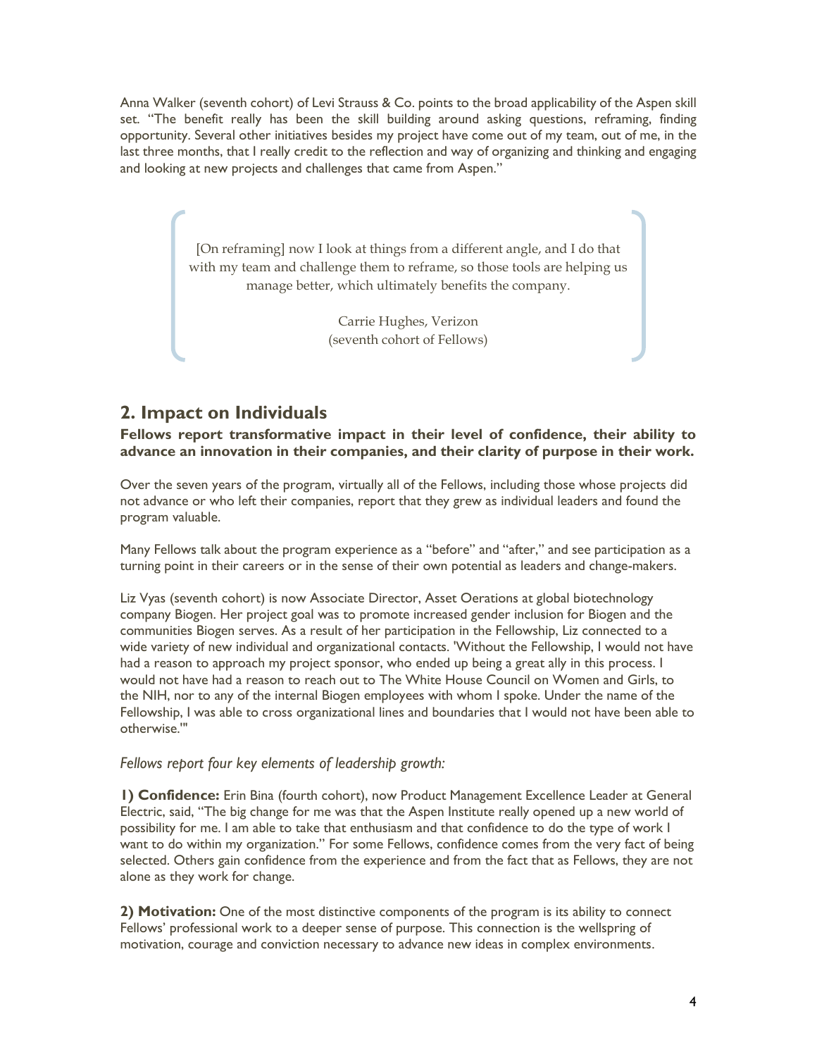Anna Walker (seventh cohort) of Levi Strauss & Co. points to the broad applicability of the Aspen skill set. "The benefit really has been the skill building around asking questions, reframing, finding opportunity. Several other initiatives besides my project have come out of my team, out of me, in the last three months, that I really credit to the reflection and way of organizing and thinking and engaging and looking at new projects and challenges that came from Aspen."

> [On reframing] now I look at things from a different angle, and I do that with my team and challenge them to reframe, so those tools are helping us manage better, which ultimately benefits the company.
>
> Carrie Hughes, Verizon
> (seventh cohort of Fellows)

## 2. Impact on Individuals

**Fellows report transformative impact in their level of confidence, their ability to advance an innovation in their companies, and their clarity of purpose in their work.**

Over the seven years of the program, virtually all of the Fellows, including those whose projects did not advance or who left their companies, report that they grew as individual leaders and found the program valuable.

Many Fellows talk about the program experience as a "before" and "after," and see participation as a turning point in their careers or in the sense of their own potential as leaders and change-makers.

Liz Vyas (seventh cohort) is now Associate Director, Asset Oerations at global biotechnology company Biogen. Her project goal was to promote increased gender inclusion for Biogen and the communities Biogen serves. As a result of her participation in the Fellowship, Liz connected to a wide variety of new individual and organizational contacts. 'Without the Fellowship, I would not have had a reason to approach my project sponsor, who ended up being a great ally in this process. I would not have had a reason to reach out to The White House Council on Women and Girls, to the NIH, nor to any of the internal Biogen employees with whom I spoke. Under the name of the Fellowship, I was able to cross organizational lines and boundaries that I would not have been able to otherwise.'"

*Fellows report four key elements of leadership growth:*

**1) Confidence:** Erin Bina (fourth cohort), now Product Management Excellence Leader at General Electric, said, "The big change for me was that the Aspen Institute really opened up a new world of possibility for me. I am able to take that enthusiasm and that confidence to do the type of work I want to do within my organization." For some Fellows, confidence comes from the very fact of being selected. Others gain confidence from the experience and from the fact that as Fellows, they are not alone as they work for change.

**2) Motivation:** One of the most distinctive components of the program is its ability to connect Fellows' professional work to a deeper sense of purpose. This connection is the wellspring of motivation, courage and conviction necessary to advance new ideas in complex environments.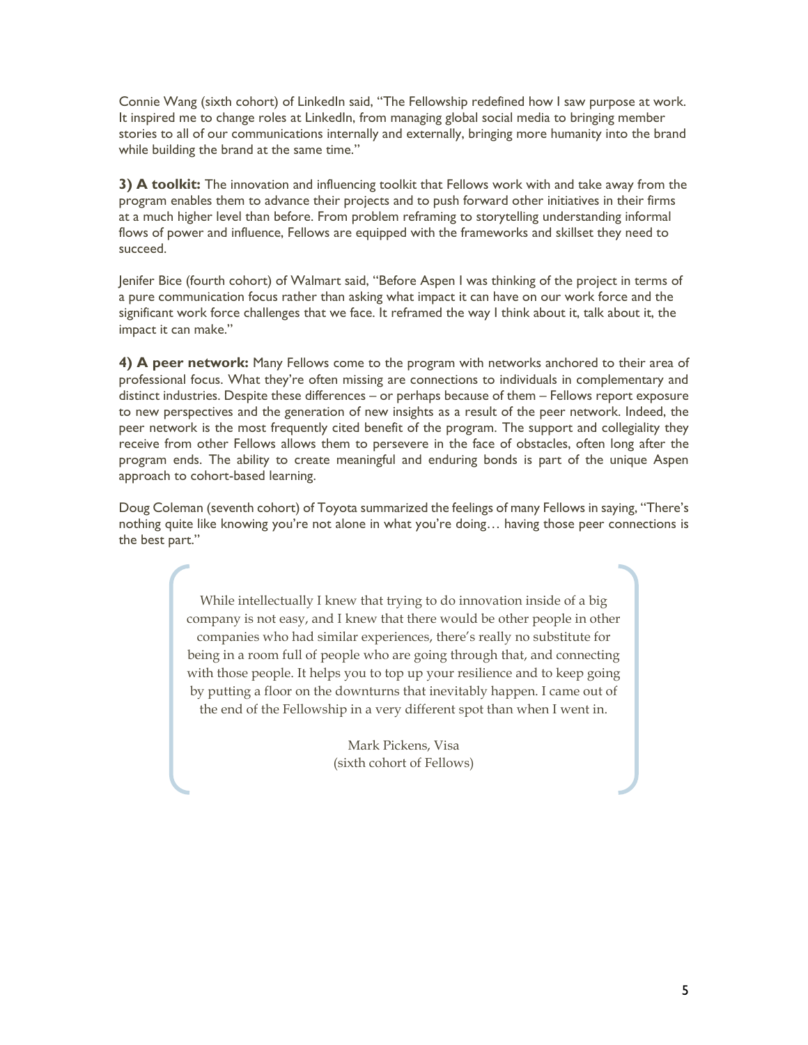Connie Wang (sixth cohort) of LinkedIn said, "The Fellowship redefined how I saw purpose at work. It inspired me to change roles at LinkedIn, from managing global social media to bringing member stories to all of our communications internally and externally, bringing more humanity into the brand while building the brand at the same time."

**3) A toolkit:** The innovation and influencing toolkit that Fellows work with and take away from the program enables them to advance their projects and to push forward other initiatives in their firms at a much higher level than before. From problem reframing to storytelling understanding informal flows of power and influence, Fellows are equipped with the frameworks and skillset they need to succeed.

Jenifer Bice (fourth cohort) of Walmart said, "Before Aspen I was thinking of the project in terms of a pure communication focus rather than asking what impact it can have on our work force and the significant work force challenges that we face. It reframed the way I think about it, talk about it, the impact it can make."

**4) A peer network:** Many Fellows come to the program with networks anchored to their area of professional focus. What they're often missing are connections to individuals in complementary and distinct industries. Despite these differences – or perhaps because of them – Fellows report exposure to new perspectives and the generation of new insights as a result of the peer network. Indeed, the peer network is the most frequently cited benefit of the program. The support and collegiality they receive from other Fellows allows them to persevere in the face of obstacles, often long after the program ends. The ability to create meaningful and enduring bonds is part of the unique Aspen approach to cohort-based learning.

Doug Coleman (seventh cohort) of Toyota summarized the feelings of many Fellows in saying, "There's nothing quite like knowing you're not alone in what you're doing… having those peer connections is the best part."

> While intellectually I knew that trying to do innovation inside of a big company is not easy, and I knew that there would be other people in other companies who had similar experiences, there's really no substitute for being in a room full of people who are going through that, and connecting with those people. It helps you to top up your resilience and to keep going by putting a floor on the downturns that inevitably happen. I came out of the end of the Fellowship in a very different spot than when I went in.
>
> Mark Pickens, Visa
> (sixth cohort of Fellows)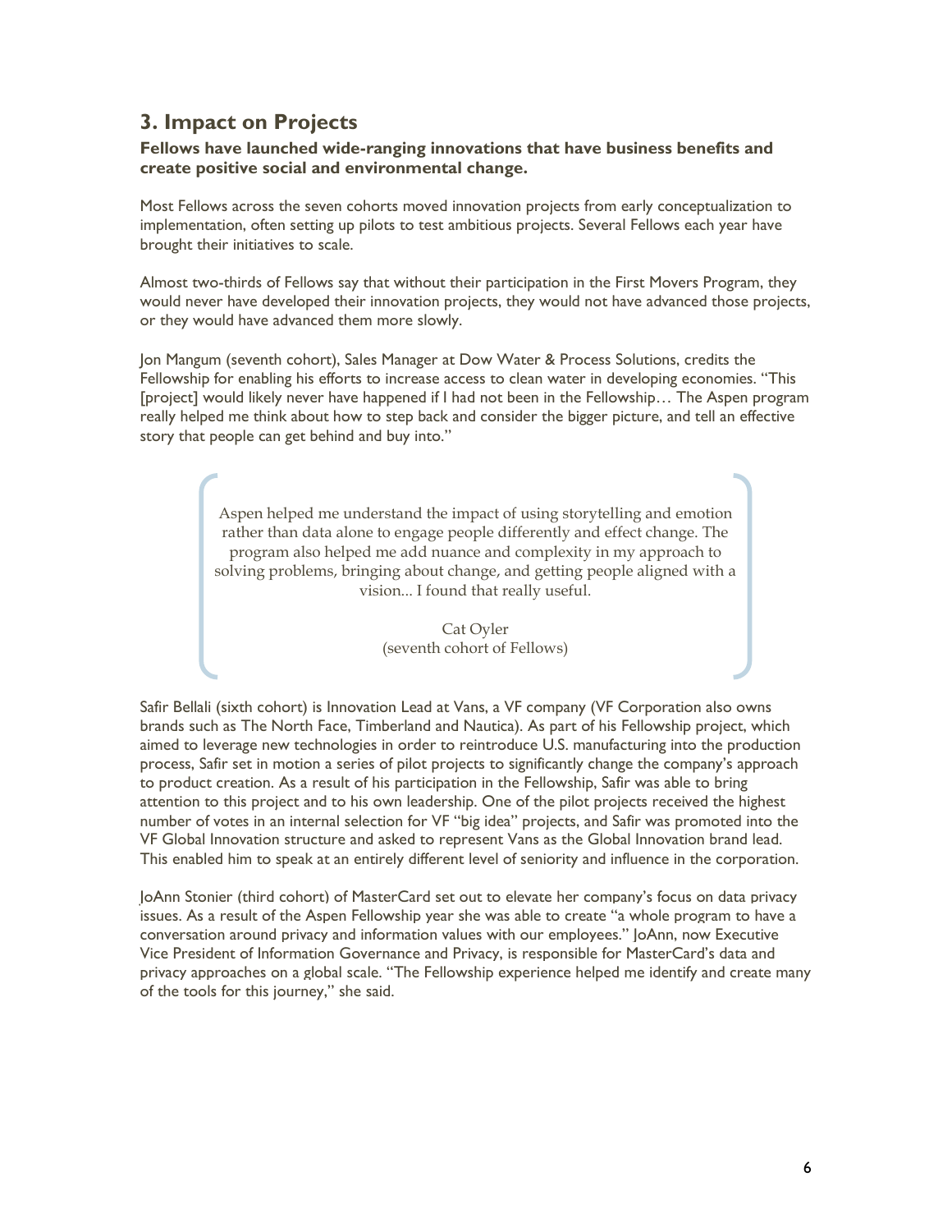## 3. Impact on Projects

**Fellows have launched wide-ranging innovations that have business benefits and create positive social and environmental change.**

Most Fellows across the seven cohorts moved innovation projects from early conceptualization to implementation, often setting up pilots to test ambitious projects. Several Fellows each year have brought their initiatives to scale.

Almost two-thirds of Fellows say that without their participation in the First Movers Program, they would never have developed their innovation projects, they would not have advanced those projects, or they would have advanced them more slowly.

Jon Mangum (seventh cohort), Sales Manager at Dow Water & Process Solutions, credits the Fellowship for enabling his efforts to increase access to clean water in developing economies. "This [project] would likely never have happened if I had not been in the Fellowship… The Aspen program really helped me think about how to step back and consider the bigger picture, and tell an effective story that people can get behind and buy into."

> Aspen helped me understand the impact of using storytelling and emotion rather than data alone to engage people differently and effect change. The program also helped me add nuance and complexity in my approach to solving problems, bringing about change, and getting people aligned with a vision... I found that really useful.
>
> Cat Oyler
> (seventh cohort of Fellows)

Safir Bellali (sixth cohort) is Innovation Lead at Vans, a VF company (VF Corporation also owns brands such as The North Face, Timberland and Nautica). As part of his Fellowship project, which aimed to leverage new technologies in order to reintroduce U.S. manufacturing into the production process, Safir set in motion a series of pilot projects to significantly change the company's approach to product creation. As a result of his participation in the Fellowship, Safir was able to bring attention to this project and to his own leadership. One of the pilot projects received the highest number of votes in an internal selection for VF "big idea" projects, and Safir was promoted into the VF Global Innovation structure and asked to represent Vans as the Global Innovation brand lead. This enabled him to speak at an entirely different level of seniority and influence in the corporation.

JoAnn Stonier (third cohort) of MasterCard set out to elevate her company's focus on data privacy issues. As a result of the Aspen Fellowship year she was able to create "a whole program to have a conversation around privacy and information values with our employees." JoAnn, now Executive Vice President of Information Governance and Privacy, is responsible for MasterCard's data and privacy approaches on a global scale. "The Fellowship experience helped me identify and create many of the tools for this journey," she said.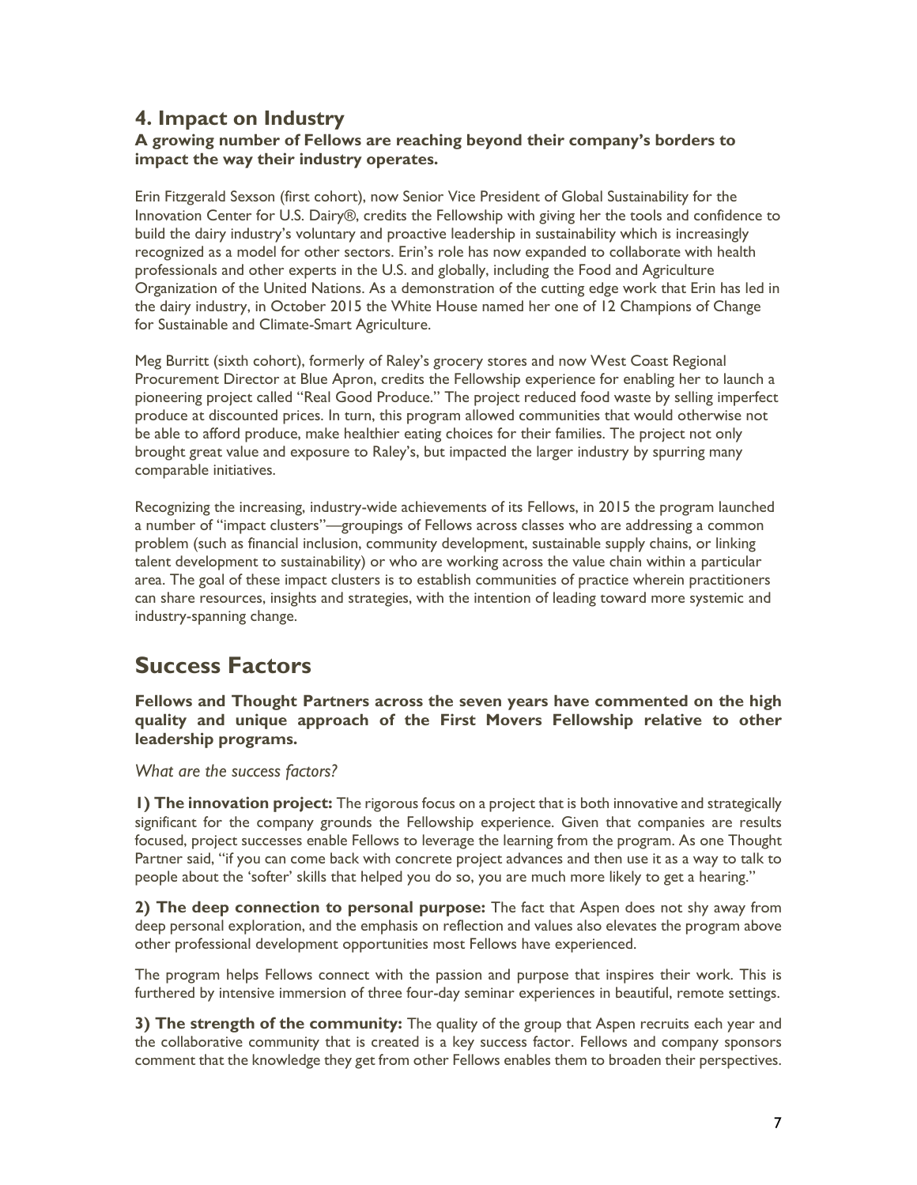## 4. Impact on Industry

**A growing number of Fellows are reaching beyond their company's borders to impact the way their industry operates.**

Erin Fitzgerald Sexson (first cohort), now Senior Vice President of Global Sustainability for the Innovation Center for U.S. Dairy®, credits the Fellowship with giving her the tools and confidence to build the dairy industry's voluntary and proactive leadership in sustainability which is increasingly recognized as a model for other sectors. Erin's role has now expanded to collaborate with health professionals and other experts in the U.S. and globally, including the Food and Agriculture Organization of the United Nations. As a demonstration of the cutting edge work that Erin has led in the dairy industry, in October 2015 the White House named her one of 12 Champions of Change for Sustainable and Climate-Smart Agriculture.

Meg Burritt (sixth cohort), formerly of Raley's grocery stores and now West Coast Regional Procurement Director at Blue Apron, credits the Fellowship experience for enabling her to launch a pioneering project called "Real Good Produce." The project reduced food waste by selling imperfect produce at discounted prices. In turn, this program allowed communities that would otherwise not be able to afford produce, make healthier eating choices for their families. The project not only brought great value and exposure to Raley's, but impacted the larger industry by spurring many comparable initiatives.

Recognizing the increasing, industry-wide achievements of its Fellows, in 2015 the program launched a number of "impact clusters"—groupings of Fellows across classes who are addressing a common problem (such as financial inclusion, community development, sustainable supply chains, or linking talent development to sustainability) or who are working across the value chain within a particular area. The goal of these impact clusters is to establish communities of practice wherein practitioners can share resources, insights and strategies, with the intention of leading toward more systemic and industry-spanning change.

# Success Factors

**Fellows and Thought Partners across the seven years have commented on the high quality and unique approach of the First Movers Fellowship relative to other leadership programs.**

*What are the success factors?*

**1) The innovation project:** The rigorous focus on a project that is both innovative and strategically significant for the company grounds the Fellowship experience. Given that companies are results focused, project successes enable Fellows to leverage the learning from the program. As one Thought Partner said, "if you can come back with concrete project advances and then use it as a way to talk to people about the 'softer' skills that helped you do so, you are much more likely to get a hearing."

**2) The deep connection to personal purpose:** The fact that Aspen does not shy away from deep personal exploration, and the emphasis on reflection and values also elevates the program above other professional development opportunities most Fellows have experienced.

The program helps Fellows connect with the passion and purpose that inspires their work. This is furthered by intensive immersion of three four-day seminar experiences in beautiful, remote settings.

**3) The strength of the community:** The quality of the group that Aspen recruits each year and the collaborative community that is created is a key success factor. Fellows and company sponsors comment that the knowledge they get from other Fellows enables them to broaden their perspectives.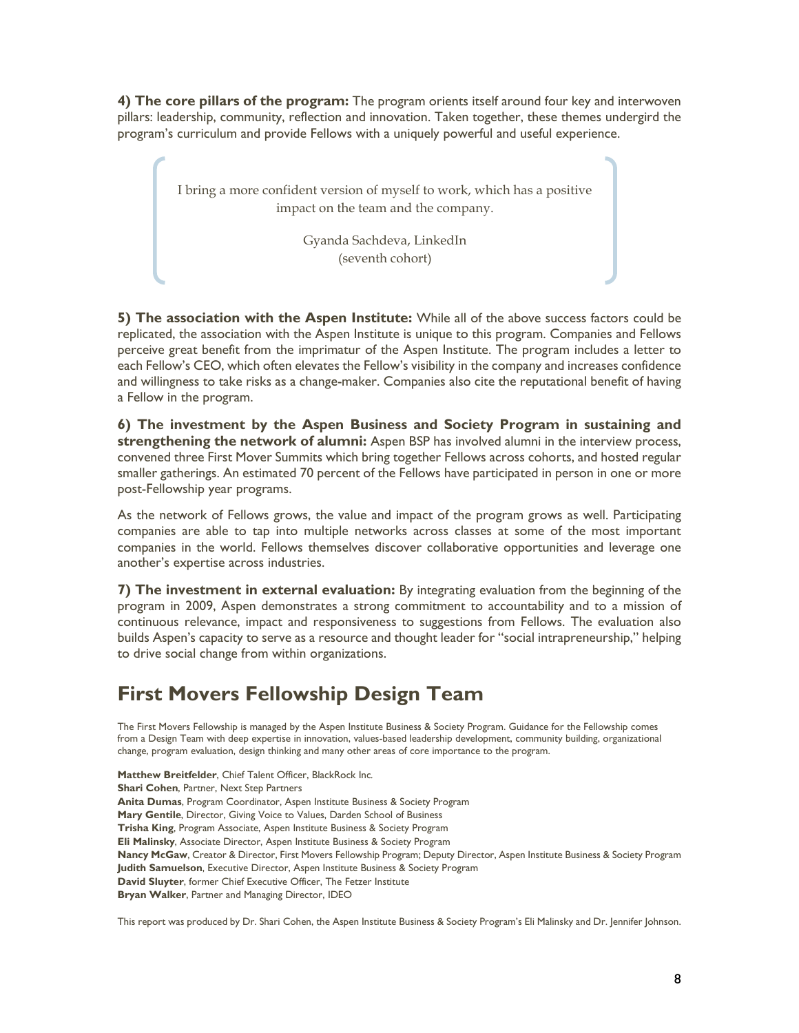**4) The core pillars of the program:** The program orients itself around four key and interwoven pillars: leadership, community, reflection and innovation. Taken together, these themes undergird the program's curriculum and provide Fellows with a uniquely powerful and useful experience.

> I bring a more confident version of myself to work, which has a positive impact on the team and the company.
>
> Gyanda Sachdeva, LinkedIn
> (seventh cohort)

**5) The association with the Aspen Institute:** While all of the above success factors could be replicated, the association with the Aspen Institute is unique to this program. Companies and Fellows perceive great benefit from the imprimatur of the Aspen Institute. The program includes a letter to each Fellow's CEO, which often elevates the Fellow's visibility in the company and increases confidence and willingness to take risks as a change-maker. Companies also cite the reputational benefit of having a Fellow in the program.

**6) The investment by the Aspen Business and Society Program in sustaining and strengthening the network of alumni:** Aspen BSP has involved alumni in the interview process, convened three First Mover Summits which bring together Fellows across cohorts, and hosted regular smaller gatherings. An estimated 70 percent of the Fellows have participated in person in one or more post-Fellowship year programs.

As the network of Fellows grows, the value and impact of the program grows as well. Participating companies are able to tap into multiple networks across classes at some of the most important companies in the world. Fellows themselves discover collaborative opportunities and leverage one another's expertise across industries.

**7) The investment in external evaluation:** By integrating evaluation from the beginning of the program in 2009, Aspen demonstrates a strong commitment to accountability and to a mission of continuous relevance, impact and responsiveness to suggestions from Fellows. The evaluation also builds Aspen's capacity to serve as a resource and thought leader for "social intrapreneurship," helping to drive social change from within organizations.

## First Movers Fellowship Design Team

The First Movers Fellowship is managed by the Aspen Institute Business & Society Program. Guidance for the Fellowship comes from a Design Team with deep expertise in innovation, values-based leadership development, community building, organizational change, program evaluation, design thinking and many other areas of core importance to the program.

**Matthew Breitfelder**, Chief Talent Officer, BlackRock Inc.
**Shari Cohen**, Partner, Next Step Partners
**Anita Dumas**, Program Coordinator, Aspen Institute Business & Society Program
**Mary Gentile**, Director, Giving Voice to Values, Darden School of Business
**Trisha King**, Program Associate, Aspen Institute Business & Society Program
**Eli Malinsky**, Associate Director, Aspen Institute Business & Society Program
**Nancy McGaw**, Creator & Director, First Movers Fellowship Program; Deputy Director, Aspen Institute Business & Society Program
**Judith Samuelson**, Executive Director, Aspen Institute Business & Society Program
**David Sluyter**, former Chief Executive Officer, The Fetzer Institute
**Bryan Walker**, Partner and Managing Director, IDEO

This report was produced by Dr. Shari Cohen, the Aspen Institute Business & Society Program's Eli Malinsky and Dr. Jennifer Johnson.